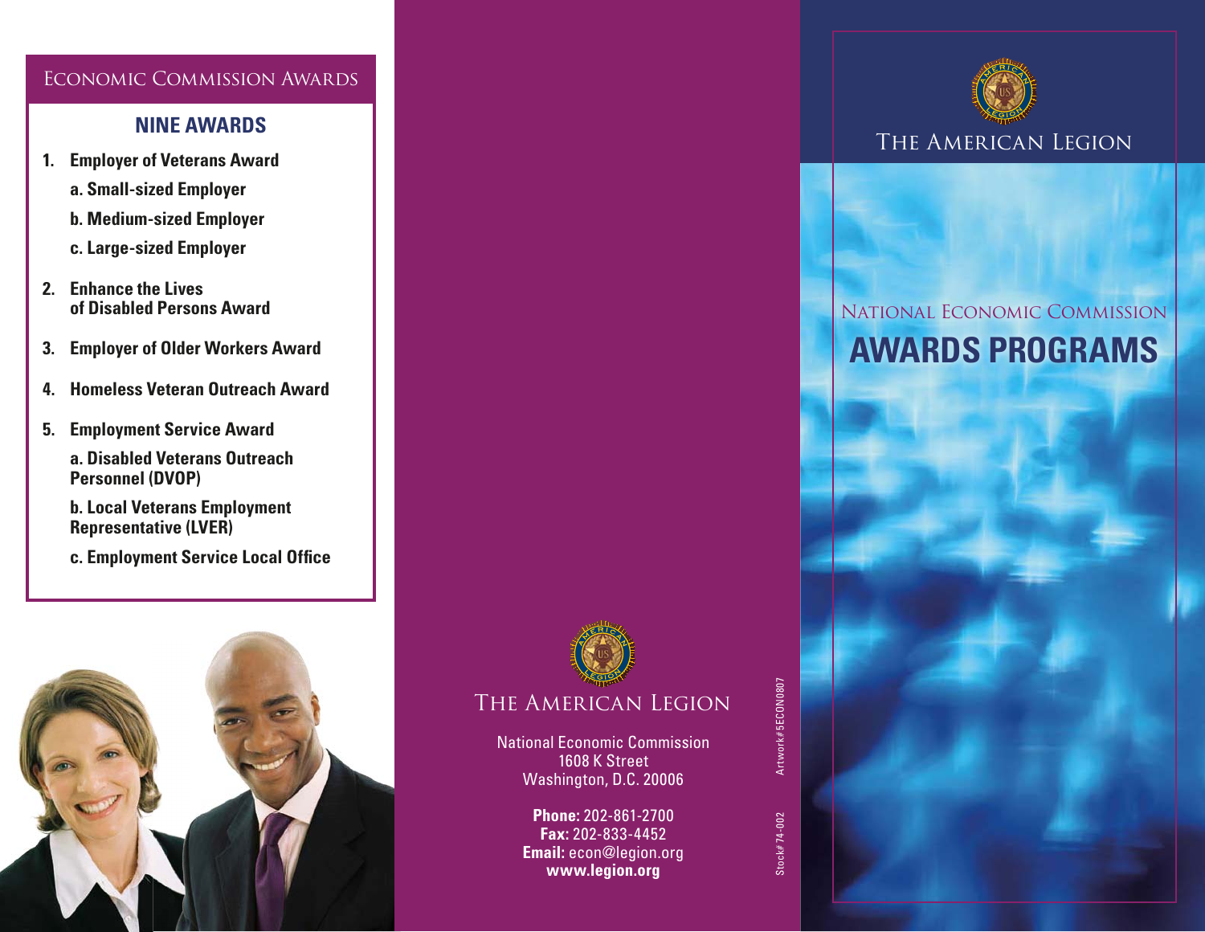## Economic Commission Awards

### NINE AWARDS

1. **Employer of Veterans Award**
   - **a. Small-sized Employer**
   - **b. Medium-sized Employer**
   - **c. Large-sized Employer**
2. **Enhance the Lives of Disabled Persons Award**
3. **Employer of Older Workers Award**
4. **Homeless Veteran Outreach Award**
5. **Employment Service Award**
   - **a. Disabled Veterans Outreach Personnel (DVOP)**
   - **b. Local Veterans Employment Representative (LVER)**
   - **c. Employment Service Local Office**

---

THE AMERICAN LEGION

National Economic Commission
1608 K Street
Washington, D.C. 20006

**Phone:** 202-861-2700
**Fax:** 202-833-4452
**Email:** econ@legion.org
**www.legion.org**

Artwork# 5ECON0807

Stock# 74-002

---

# THE AMERICAN LEGION

## NATIONAL ECONOMIC COMMISSION

# AWARDS PROGRAMS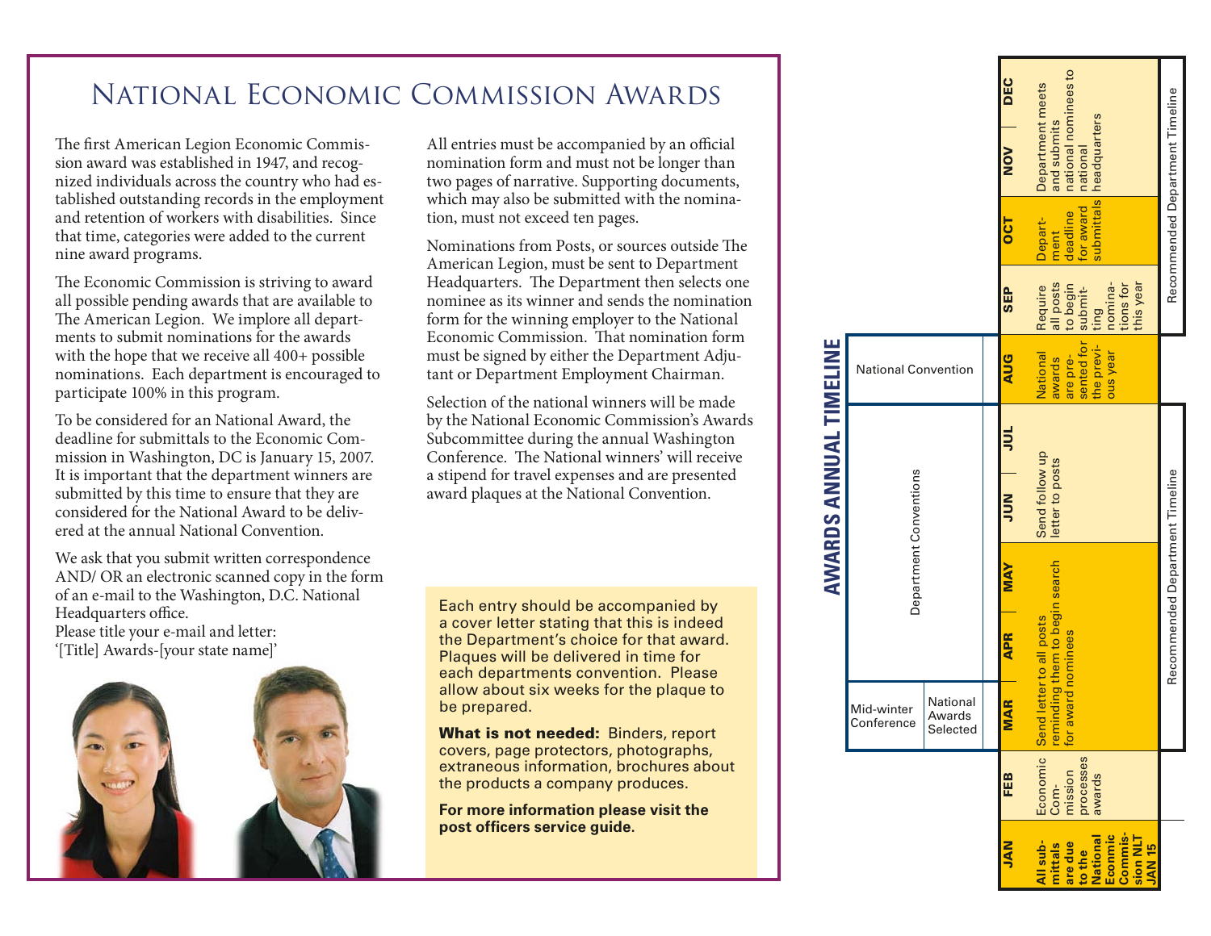# National Economic Commission Awards

The first American Legion Economic Commission award was established in 1947, and recognized individuals across the country who had established outstanding records in the employment and retention of workers with disabilities. Since that time, categories were added to the current nine award programs.

The Economic Commission is striving to award all possible pending awards that are available to The American Legion. We implore all departments to submit nominations for the awards with the hope that we receive all 400+ possible nominations. Each department is encouraged to participate 100% in this program.

To be considered for an National Award, the deadline for submittals to the Economic Commission in Washington, DC is January 15, 2007. It is important that the department winners are submitted by this time to ensure that they are considered for the National Award to be delivered at the annual National Convention.

We ask that you submit written correspondence AND/ OR an electronic scanned copy in the form of an e-mail to the Washington, D.C. National Headquarters office.
Please title your e-mail and letter:
'[Title] Awards-[your state name]'

All entries must be accompanied by an official nomination form and must not be longer than two pages of narrative. Supporting documents, which may also be submitted with the nomination, must not exceed ten pages.

Nominations from Posts, or sources outside The American Legion, must be sent to Department Headquarters. The Department then selects one nominee as its winner and sends the nomination form for the winning employer to the National Economic Commission. That nomination form must be signed by either the Department Adjutant or Department Employment Chairman.

Selection of the national winners will be made by the National Economic Commission's Awards Subcommittee during the annual Washington Conference. The National winners' will receive a stipend for travel expenses and are presented award plaques at the National Convention.

Each entry should be accompanied by a cover letter stating that this is indeed the Department's choice for that award. Plaques will be delivered in time for each departments convention. Please allow about six weeks for the plaque to be prepared.

**What is not needed:** Binders, report covers, page protectors, photographs, extraneous information, brochures about the products a company produces.

**For more information please visit the post officers service guide.**

## AWARDS ANNUAL TIMELINE

| Month | Activity | Events |
| --- | --- | --- |
| JAN | **All submittals are due to the National Econmic Commission NLT JAN 15** | |
| FEB | Economic Commission processes awards | |
| MAR | Send letter to all posts reminding them to begin search for award nominees | Mid-winter Conference; National Awards Selected |
| APR | | Department Conventions |
| MAY | | Department Conventions |
| JUN | Send follow up letter to posts | Department Conventions |
| JUL | | Department Conventions |
| AUG | National awards are presented for the previous year | National Convention |
| SEP | Require all posts to begin submitting nominations for this year | |
| OCT | Department deadline for award submittals | |
| NOV | Department meets and submits national nominees to national headquarters | |
| DEC | | |

Recommended Department Timeline (MAR–JUL)

Recommended Department Timeline (SEP–DEC)